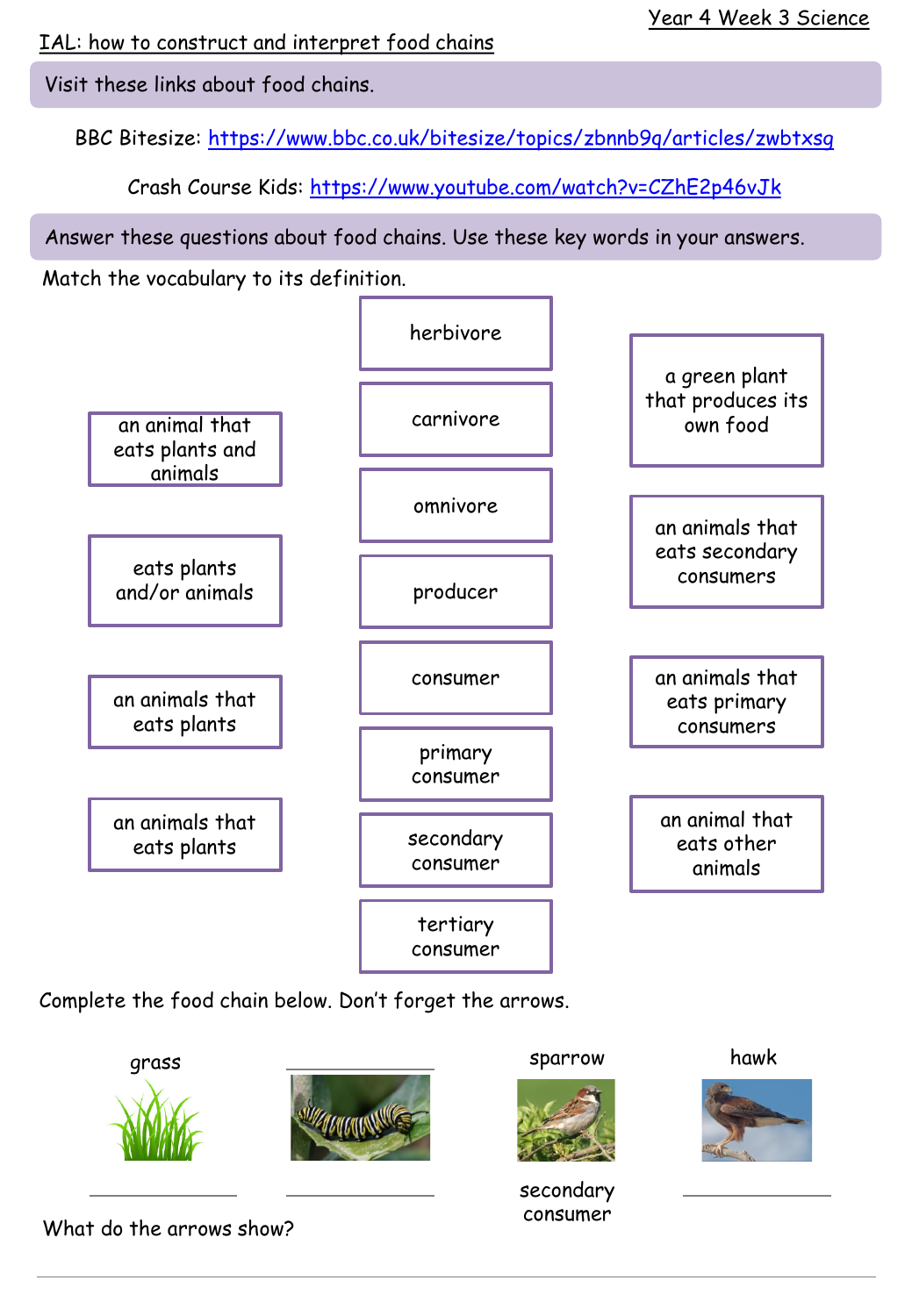Year 4 Week 3 Science

IAL: how to construct and interpret food chains

Visit these links about food chains.

BBC Bitesize: https://www.bbc.co.uk/bitesize/topics/zbnnb9q/articles/zwbtxsg

Crash Course Kids: https://www.youtube.com/watch?v=CZhE2p46vJk

Answer these questions about food chains. Use these key words in your answers.

Match the vocabulary to its definition.

| Definitions | Vocabulary | Definitions |
|---|---|---|
| an animal that eats plants and animals | herbivore | a green plant that produces its own food |
| eats plants and/or animals | carnivore | an animals that eats secondary consumers |
| an animals that eats plants | omnivore | an animals that eats primary consumers |
| an animals that eats plants | producer | an animal that eats other animals |
| | consumer | |
| | primary consumer | |
| | secondary consumer | |
| | tertiary consumer | |

Complete the food chain below. Don't forget the arrows.

| grass | ____________ | sparrow | hawk |
|---|---|---|---|
| ____________ | ____________ | secondary consumer | ____________ |

What do the arrows show?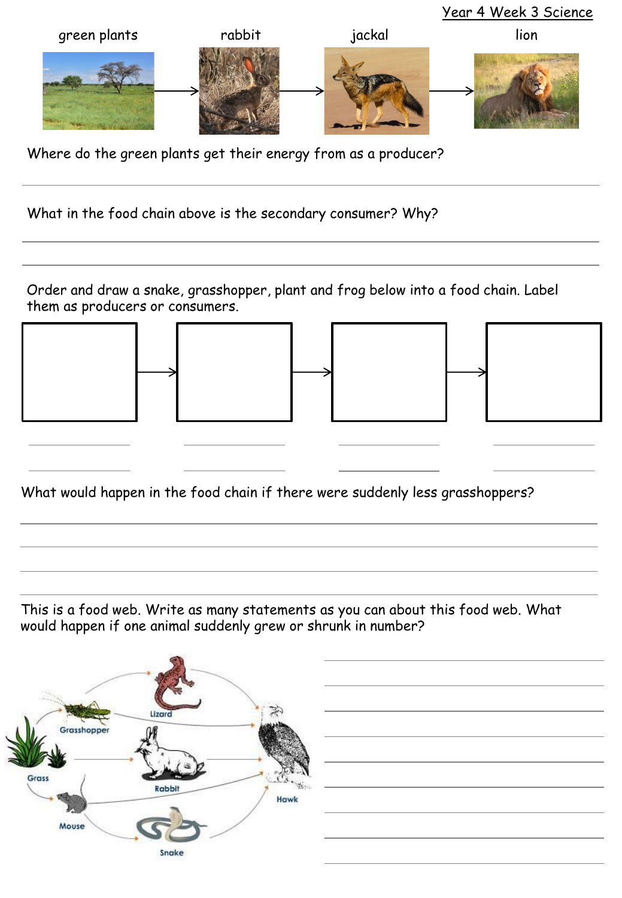Year 4 Week 3 Science

green plants → rabbit → jackal → lion

Where do the green plants get their energy from as a producer?

What in the food chain above is the secondary consumer? Why?

Order and draw a snake, grasshopper, plant and frog below into a food chain. Label them as producers or consumers.

What would happen in the food chain if there were suddenly less grasshoppers?

This is a food web. Write as many statements as you can about this food web. What would happen if one animal suddenly grew or shrunk in number?

Lizard

Grasshopper

Grass

Rabbit

Hawk

Mouse

Snake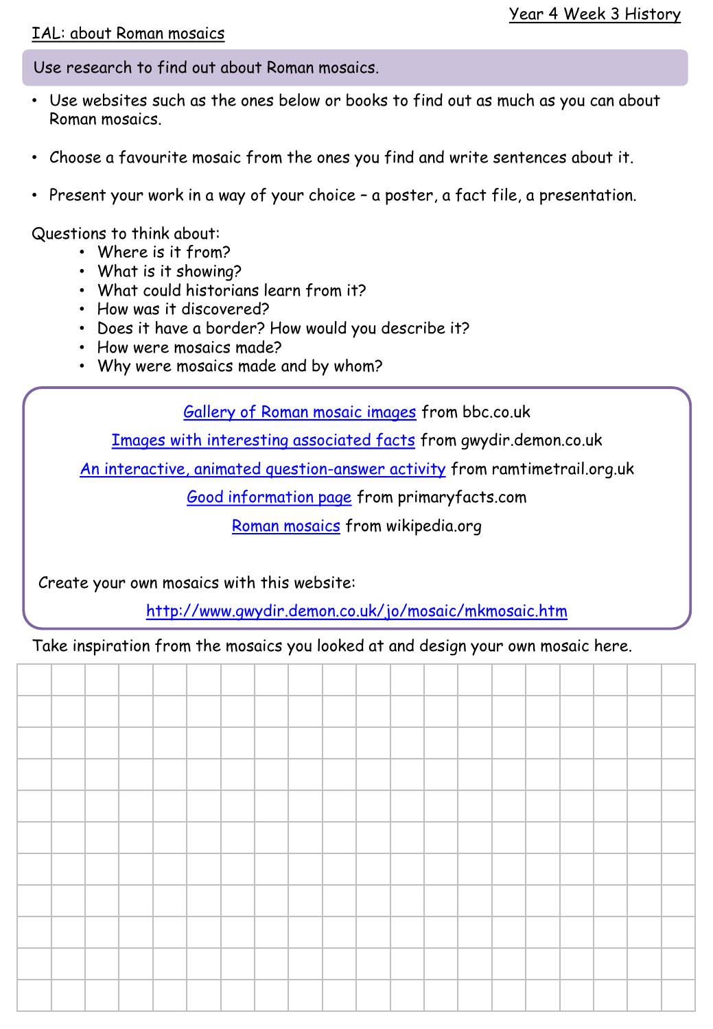Year 4 Week 3 History

IAL: about Roman mosaics

**Use research to find out about Roman mosaics.**

- Use websites such as the ones below or books to find out as much as you can about Roman mosaics.
- Choose a favourite mosaic from the ones you find and write sentences about it.
- Present your work in a way of your choice – a poster, a fact file, a presentation.

Questions to think about:

- Where is it from?
- What is it showing?
- What could historians learn from it?
- How was it discovered?
- Does it have a border? How would you describe it?
- How were mosaics made?
- Why were mosaics made and by whom?

Gallery of Roman mosaic images from bbc.co.uk

Images with interesting associated facts from gwydir.demon.co.uk

An interactive, animated question-answer activity from ramtimetrail.org.uk

Good information page from primaryfacts.com

Roman mosaics from wikipedia.org

Create your own mosaics with this website:

http://www.gwydir.demon.co.uk/jo/mosaic/mkmosaic.htm

Take inspiration from the mosaics you looked at and design your own mosaic here.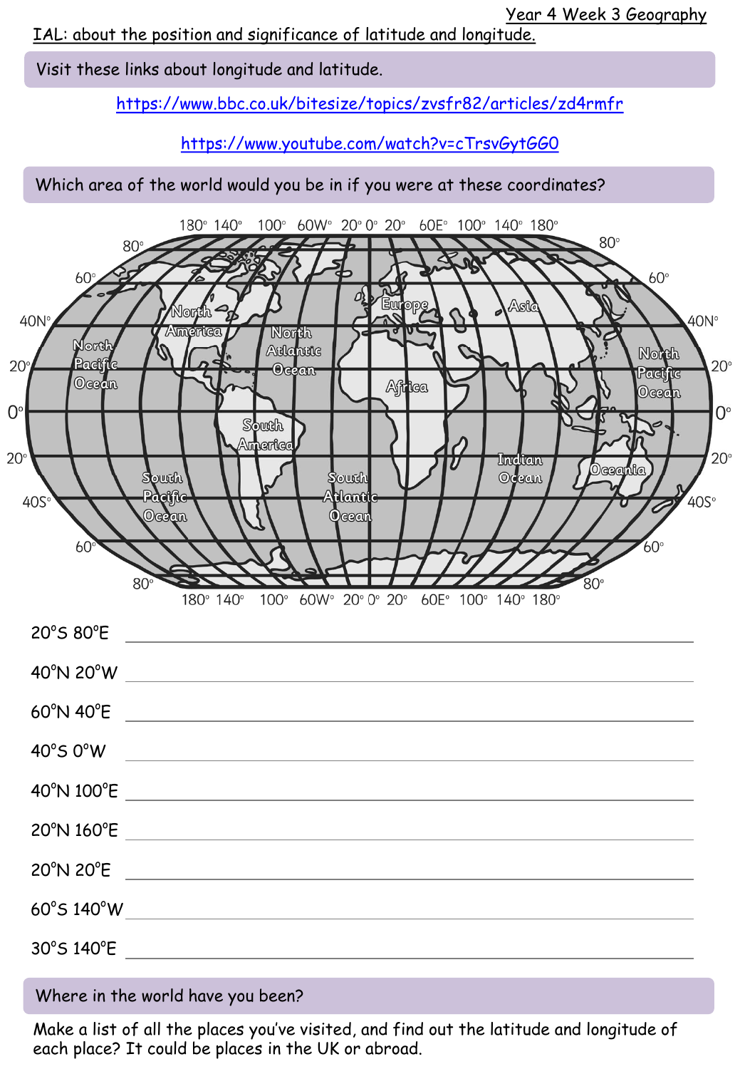Year 4 Week 3 Geography

IAL: about the position and significance of latitude and longitude.

## Visit these links about longitude and latitude.

https://www.bbc.co.uk/bitesize/topics/zvsfr82/articles/zd4rmfr

https://www.youtube.com/watch?v=cTrsvGytGG0

## Which area of the world would you be in if you were at these coordinates?

180° 140° 100° 60W° 20° 0° 20° 60E° 100° 140° 180°

80° 60° 40N° 20° 0° 20° 40S° 60° 80°

North America
North Pacific Ocean
North Atlantic Ocean
Europe
Asia
Africa
North Pacific Ocean
South America
South Pacific Ocean
South Atlantic Ocean
Indian Ocean
Oceania

180° 140° 100° 60W° 20° 0° 20° 60E° 100° 140° 180°

20°S 80°E ______________________________

40°N 20°W ______________________________

60°N 40°E ______________________________

40°S 0°W ______________________________

40°N 100°E ______________________________

20°N 160°E ______________________________

20°N 20°E ______________________________

60°S 140°W ______________________________

30°S 140°E ______________________________

## Where in the world have you been?

Make a list of all the places you've visited, and find out the latitude and longitude of each place? It could be places in the UK or abroad.